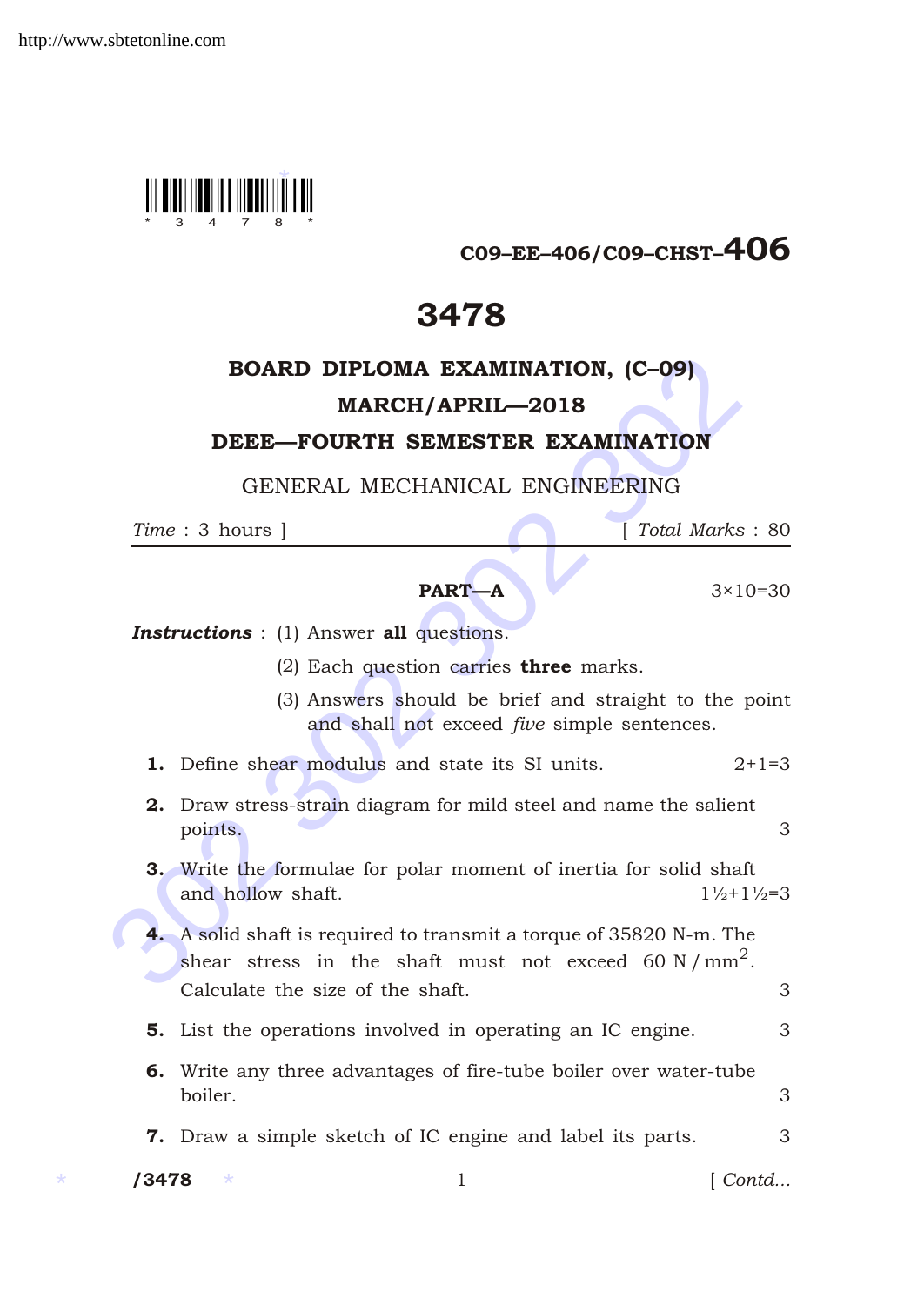C09–EE–406/C09–CHST–406

# 3478

## BOARD DIPLOMA EXAMINATION, (C–09)
## MARCH/APRIL—2018
## DEEE—FOURTH SEMESTER EXAMINATION

GENERAL MECHANICAL ENGINEERING

*Time* : 3 hours ] [ *Total Marks* : 80

### PART—A

3×10=30

***Instructions*** : (1) Answer **all** questions.

(2) Each question carries **three** marks.

(3) Answers should be brief and straight to the point and shall not exceed *five* simple sentences.

**1.** Define shear modulus and state its SI units. 2+1=3

**2.** Draw stress-strain diagram for mild steel and name the salient points. 3

**3.** Write the formulae for polar moment of inertia for solid shaft and hollow shaft. 1½+1½=3

**4.** A solid shaft is required to transmit a torque of 35820 N-m. The shear stress in the shaft must not exceed $60\ \text{N/mm}^2$. Calculate the size of the shaft. 3

**5.** List the operations involved in operating an IC engine. 3

**6.** Write any three advantages of fire-tube boiler over water-tube boiler. 3

**7.** Draw a simple sketch of IC engine and label its parts. 3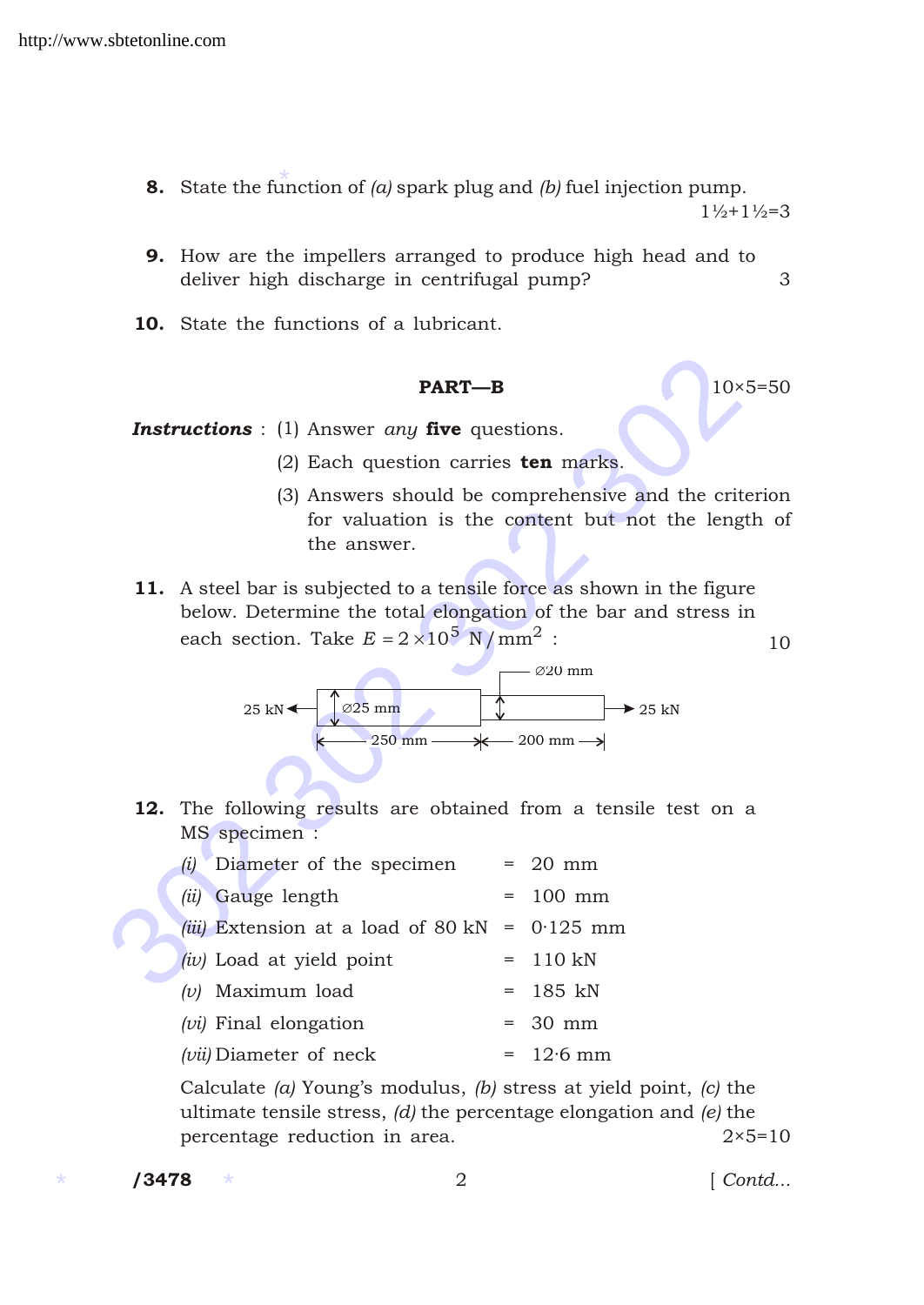**8.** State the function of *(a)* spark plug and *(b)* fuel injection pump. 1½+1½=3

**9.** How are the impellers arranged to produce high head and to deliver high discharge in centrifugal pump? 3

**10.** State the functions of a lubricant.

## PART—B

10×5=50

***Instructions*** : (1) Answer *any* **five** questions.

(2) Each question carries **ten** marks.

(3) Answers should be comprehensive and the criterion for valuation is the content but not the length of the answer.

**11.** A steel bar is subjected to a tensile force as shown in the figure below. Determine the total elongation of the bar and stress in each section. Take $E = 2 \times 10^5$ N / mm$^2$ : 10

25 kN ← | ∅25 mm, 250 mm | ∅20 mm, 200 mm | → 25 kN

**12.** The following results are obtained from a tensile test on a MS specimen :

*(i)* Diameter of the specimen = 20 mm

*(ii)* Gauge length = 100 mm

*(iii)* Extension at a load of 80 kN = 0·125 mm

*(iv)* Load at yield point = 110 kN

*(v)* Maximum load = 185 kN

*(vi)* Final elongation = 30 mm

*(vii)* Diameter of neck = 12·6 mm

Calculate *(a)* Young's modulus, *(b)* stress at yield point, *(c)* the ultimate tensile stress, *(d)* the percentage elongation and *(e)* the percentage reduction in area. 2×5=10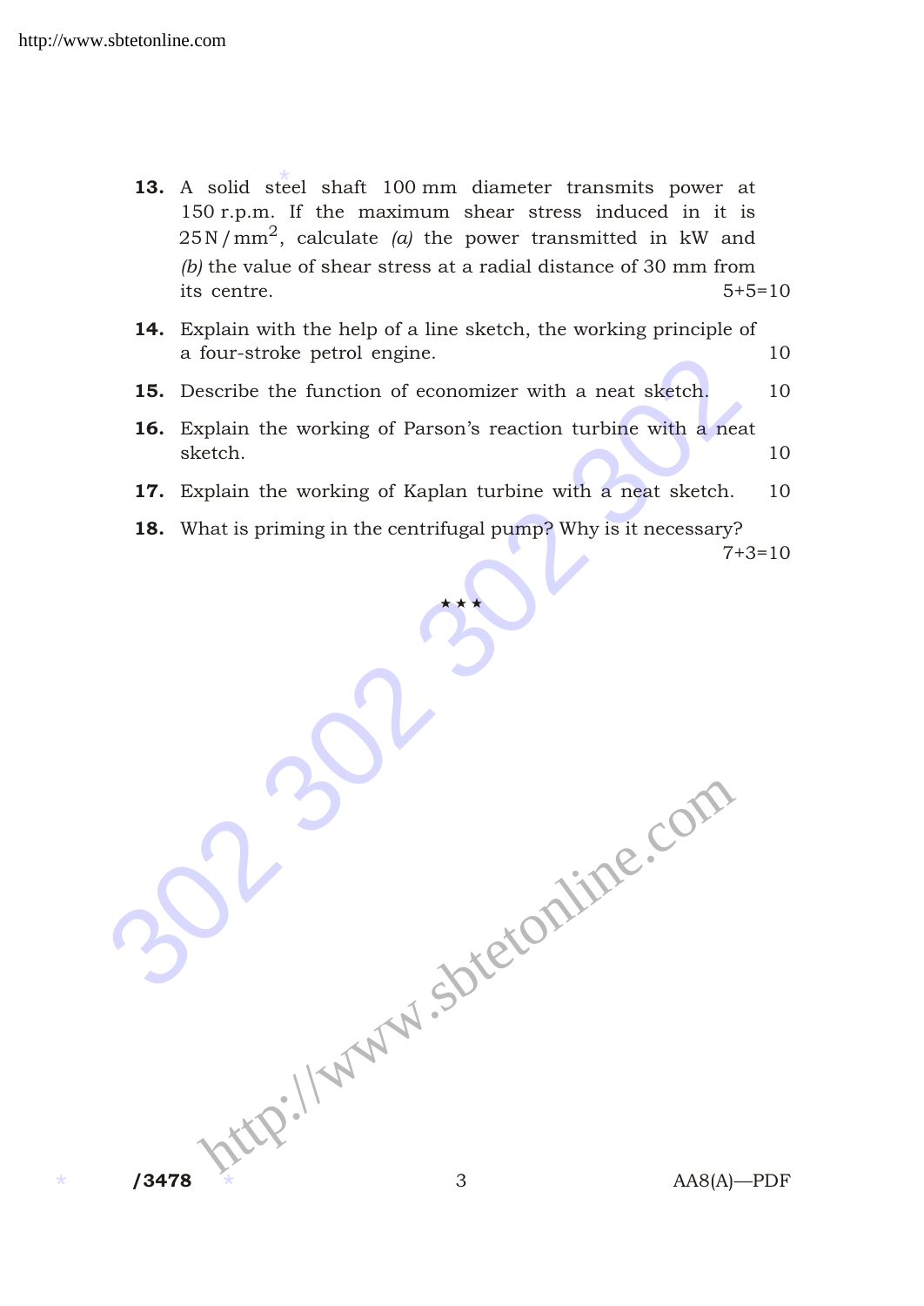**13.** A solid steel shaft 100 mm diameter transmits power at 150 r.p.m. If the maximum shear stress induced in it is $25\,\text{N/mm}^2$, calculate *(a)* the power transmitted in kW and *(b)* the value of shear stress at a radial distance of 30 mm from its centre. 5+5=10

**14.** Explain with the help of a line sketch, the working principle of a four-stroke petrol engine. 10

**15.** Describe the function of economizer with a neat sketch. 10

**16.** Explain the working of Parson's reaction turbine with a neat sketch. 10

**17.** Explain the working of Kaplan turbine with a neat sketch. 10

**18.** What is priming in the centrifugal pump? Why is it necessary? 7+3=10

★★★